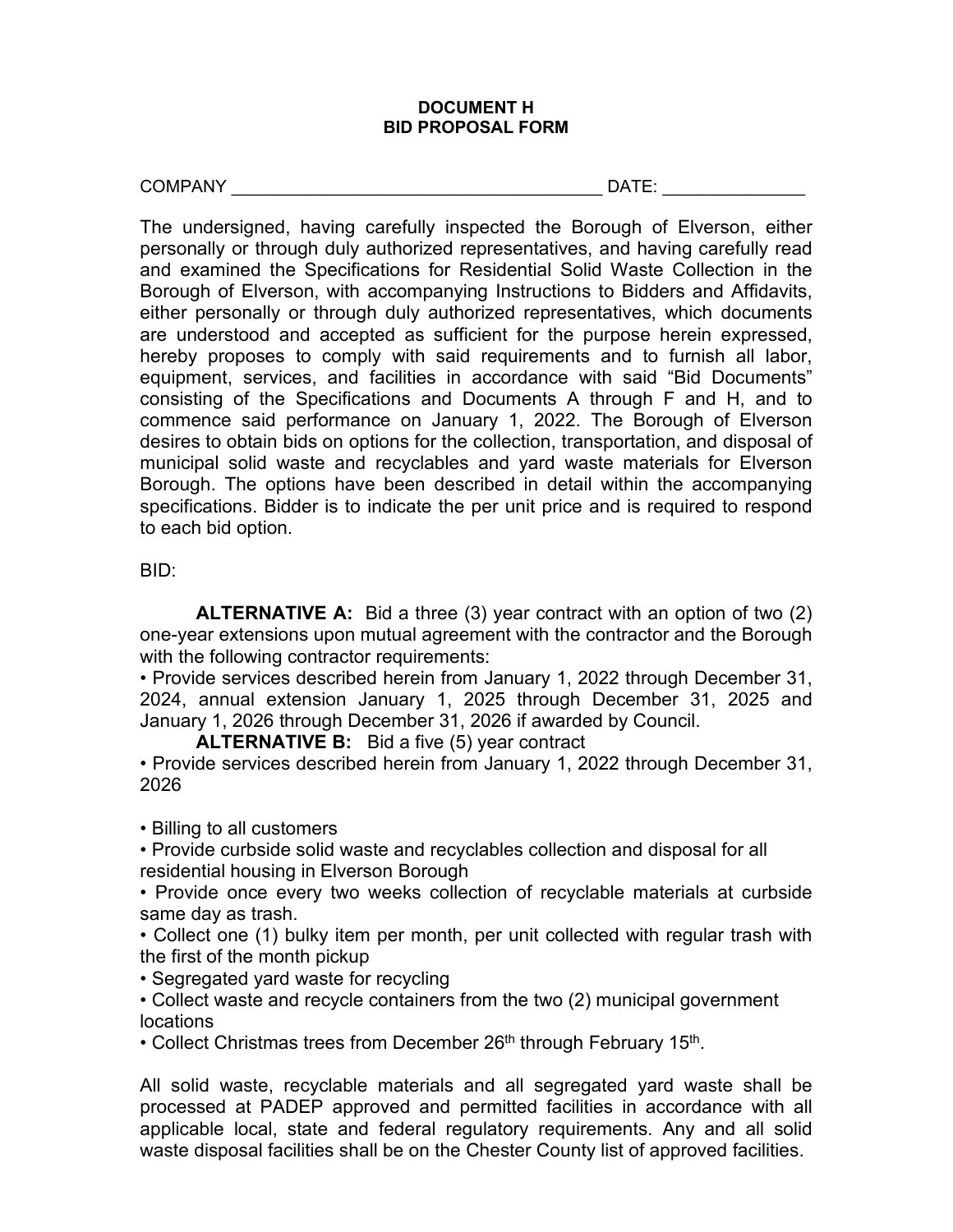**DOCUMENT H**
**BID PROPOSAL FORM**

COMPANY ______________________________________ DATE: _______________

The undersigned, having carefully inspected the Borough of Elverson, either personally or through duly authorized representatives, and having carefully read and examined the Specifications for Residential Solid Waste Collection in the Borough of Elverson, with accompanying Instructions to Bidders and Affidavits, either personally or through duly authorized representatives, which documents are understood and accepted as sufficient for the purpose herein expressed, hereby proposes to comply with said requirements and to furnish all labor, equipment, services, and facilities in accordance with said "Bid Documents" consisting of the Specifications and Documents A through F and H, and to commence said performance on January 1, 2022. The Borough of Elverson desires to obtain bids on options for the collection, transportation, and disposal of municipal solid waste and recyclables and yard waste materials for Elverson Borough. The options have been described in detail within the accompanying specifications. Bidder is to indicate the per unit price and is required to respond to each bid option.

BID:

**ALTERNATIVE A:** Bid a three (3) year contract with an option of two (2) one-year extensions upon mutual agreement with the contractor and the Borough with the following contractor requirements:

- Provide services described herein from January 1, 2022 through December 31, 2024, annual extension January 1, 2025 through December 31, 2025 and January 1, 2026 through December 31, 2026 if awarded by Council.

**ALTERNATIVE B:** Bid a five (5) year contract

- Provide services described herein from January 1, 2022 through December 31, 2026

- Billing to all customers
- Provide curbside solid waste and recyclables collection and disposal for all residential housing in Elverson Borough
- Provide once every two weeks collection of recyclable materials at curbside same day as trash.
- Collect one (1) bulky item per month, per unit collected with regular trash with the first of the month pickup
- Segregated yard waste for recycling
- Collect waste and recycle containers from the two (2) municipal government locations
- Collect Christmas trees from December 26th through February 15th.

All solid waste, recyclable materials and all segregated yard waste shall be processed at PADEP approved and permitted facilities in accordance with all applicable local, state and federal regulatory requirements. Any and all solid waste disposal facilities shall be on the Chester County list of approved facilities.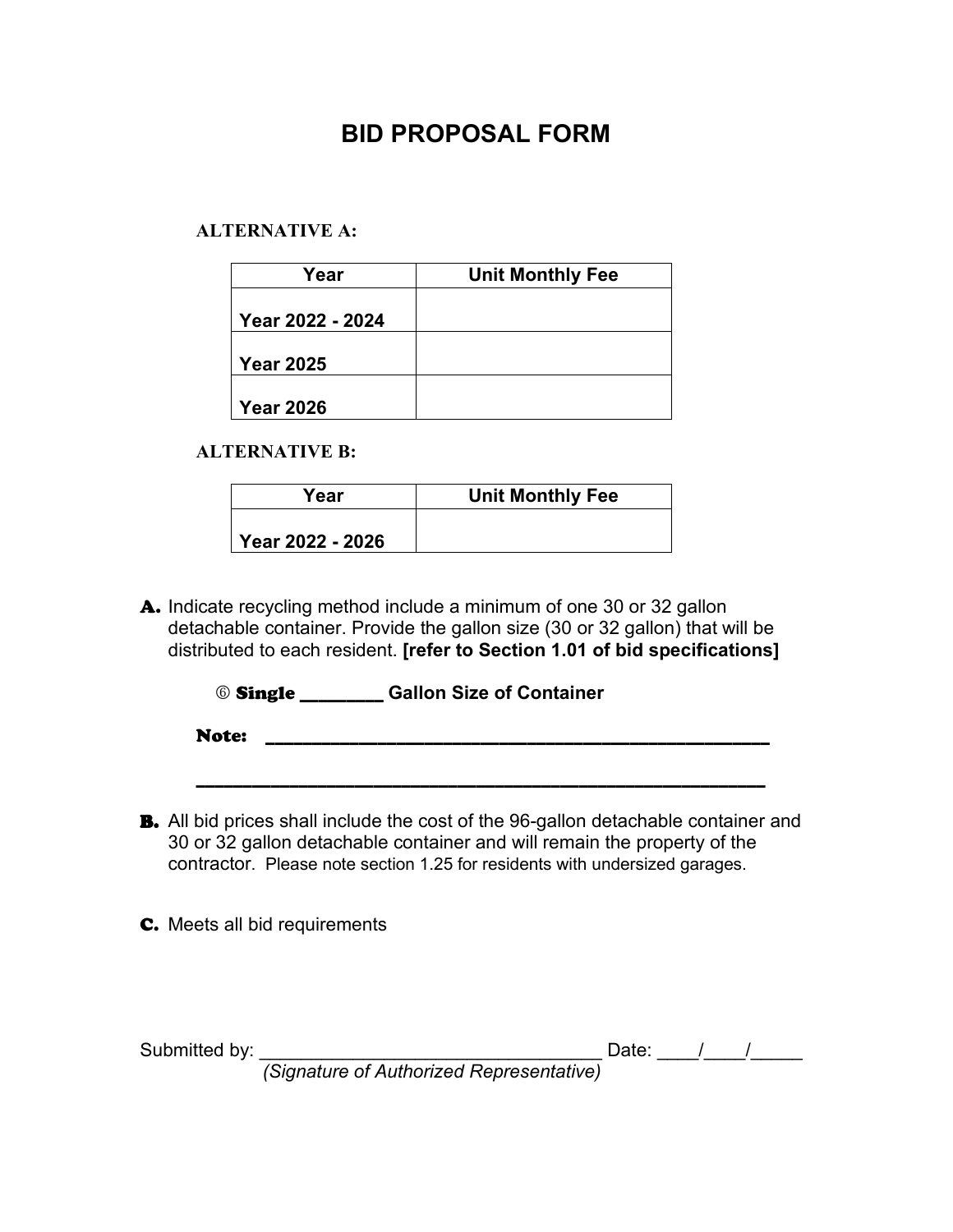# BID PROPOSAL FORM

**ALTERNATIVE A:**

| Year | Unit Monthly Fee |
|---|---|
| Year 2022 - 2024 | |
| Year 2025 | |
| Year 2026 | |

**ALTERNATIVE B:**

| Year | Unit Monthly Fee |
|---|---|
| Year 2022 - 2026 | |

**A.** Indicate recycling method include a minimum of one 30 or 32 gallon detachable container. Provide the gallon size (30 or 32 gallon) that will be distributed to each resident. **[refer to Section 1.01 of bid specifications]**

⑥ **Single ________ Gallon Size of Container**

**Note:** ______________________________________________

______________________________________________________

**B.** All bid prices shall include the cost of the 96-gallon detachable container and 30 or 32 gallon detachable container and will remain the property of the contractor. Please note section 1.25 for residents with undersized garages.

**C.** Meets all bid requirements

Submitted by: _________________________________ Date: ____/____/_____
*(Signature of Authorized Representative)*